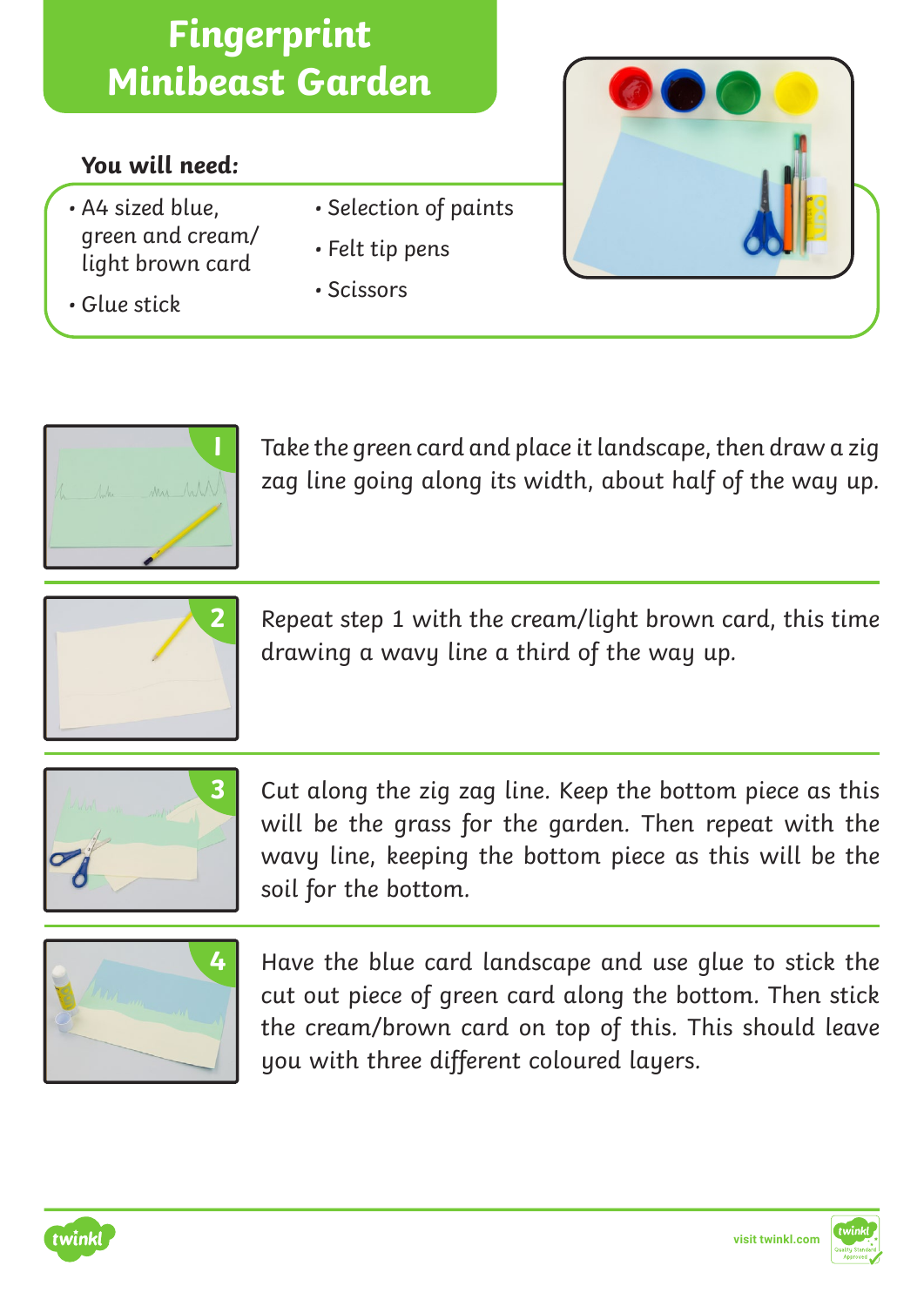# Fingerprint Minibeast Garden

**You will need:**

- A4 sized blue, green and cream/light brown card
- Glue stick
- Selection of paints
- Felt tip pens
- Scissors

1. Take the green card and place it landscape, then draw a zig zag line going along its width, about half of the way up.

2. Repeat step 1 with the cream/light brown card, this time drawing a wavy line a third of the way up.

3. Cut along the zig zag line. Keep the bottom piece as this will be the grass for the garden. Then repeat with the wavy line, keeping the bottom piece as this will be the soil for the bottom.

4. Have the blue card landscape and use glue to stick the cut out piece of green card along the bottom. Then stick the cream/brown card on top of this. This should leave you with three different coloured layers.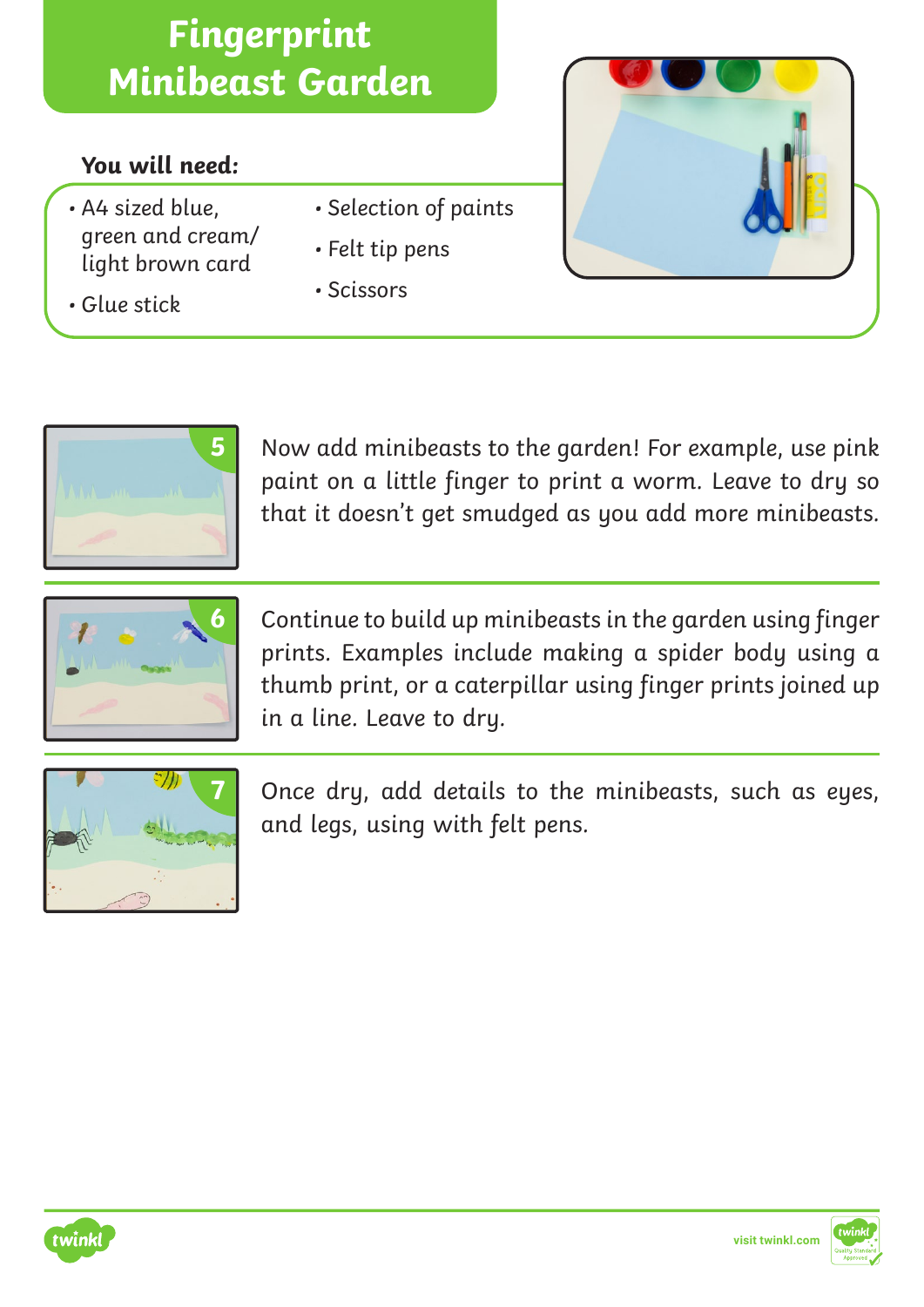# Fingerprint Minibeast Garden

**You will need:**

- A4 sized blue, green and cream/light brown card
- Glue stick
- Selection of paints
- Felt tip pens
- Scissors

**5** Now add minibeasts to the garden! For example, use pink paint on a little finger to print a worm. Leave to dry so that it doesn't get smudged as you add more minibeasts.

**6** Continue to build up minibeasts in the garden using finger prints. Examples include making a spider body using a thumb print, or a caterpillar using finger prints joined up in a line. Leave to dry.

**7** Once dry, add details to the minibeasts, such as eyes, and legs, using with felt pens.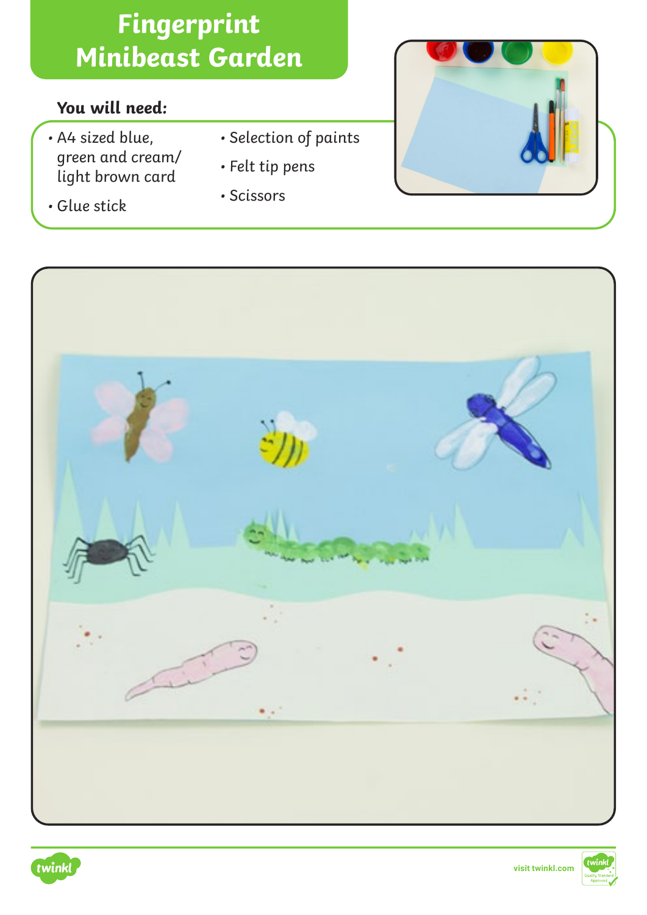# Fingerprint Minibeast Garden

**You will need:**

- A4 sized blue, green and cream/ light brown card
- Glue stick
- Selection of paints
- Felt tip pens
- Scissors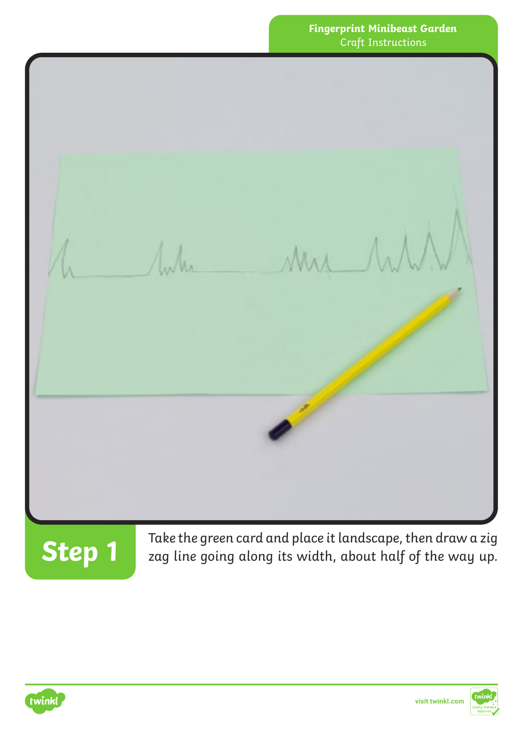## Step 1

Take the green card and place it landscape, then draw a zig zag line going along its width, about half of the way up.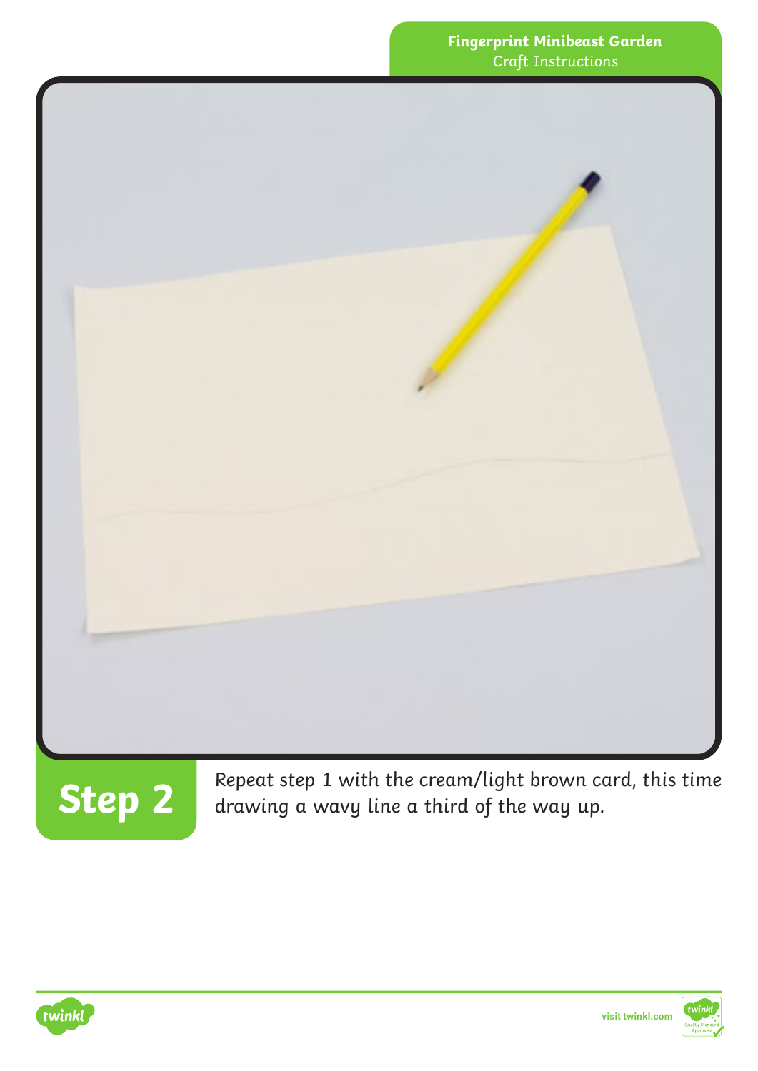## Step 2

Repeat step 1 with the cream/light brown card, this time drawing a wavy line a third of the way up.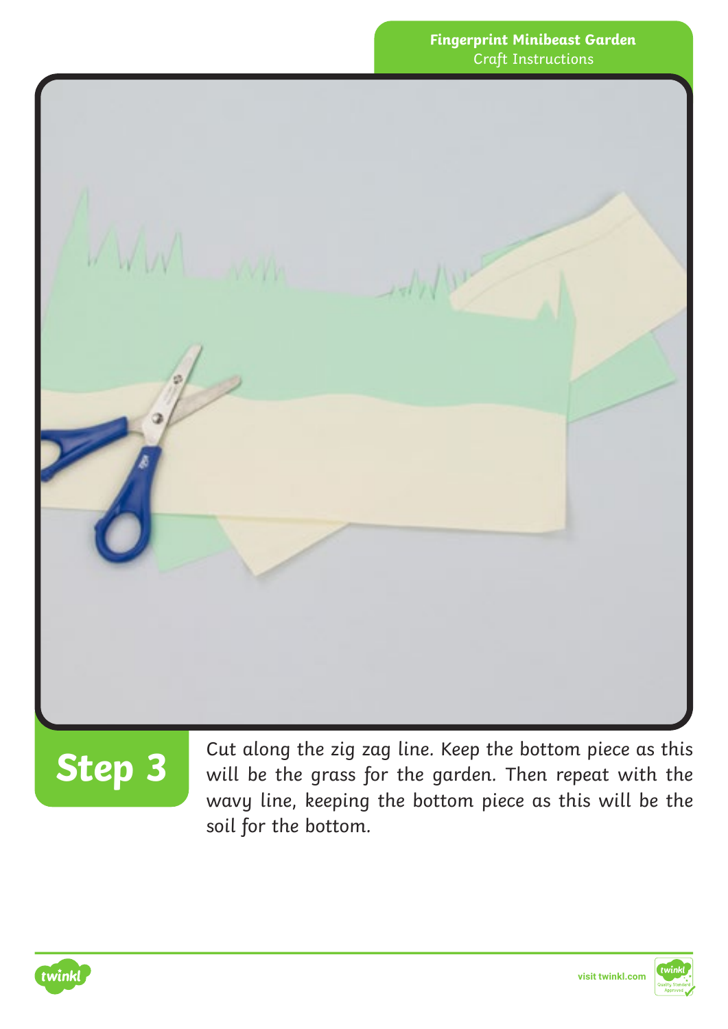## Step 3

Cut along the zig zag line. Keep the bottom piece as this will be the grass for the garden. Then repeat with the wavy line, keeping the bottom piece as this will be the soil for the bottom.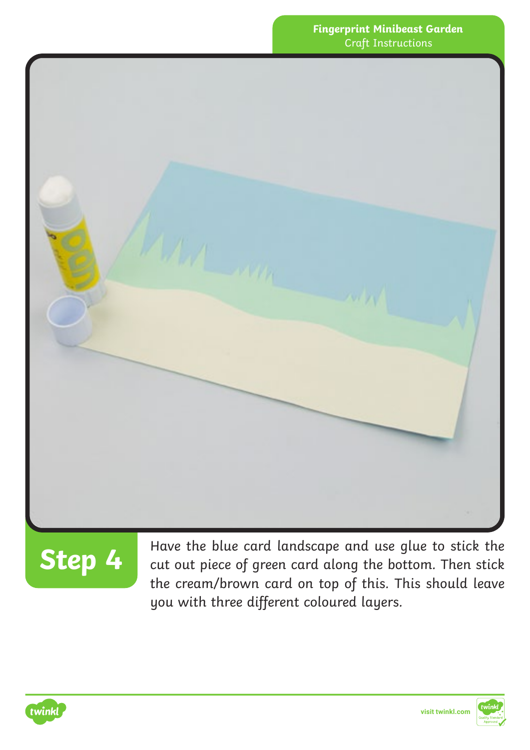## Step 4

Have the blue card landscape and use glue to stick the cut out piece of green card along the bottom. Then stick the cream/brown card on top of this. This should leave you with three different coloured layers.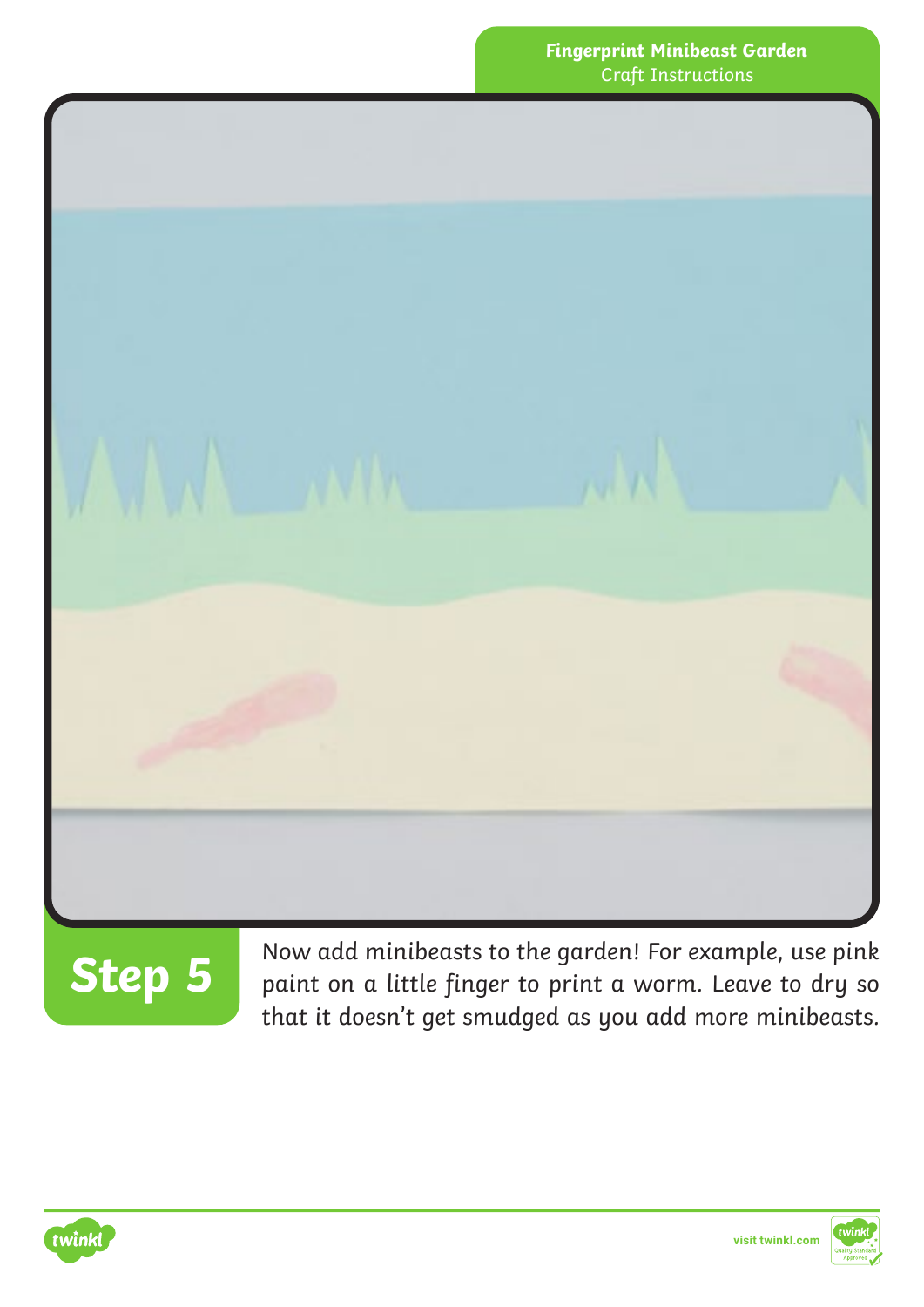## Step 5

Now add minibeasts to the garden! For example, use pink paint on a little finger to print a worm. Leave to dry so that it doesn't get smudged as you add more minibeasts.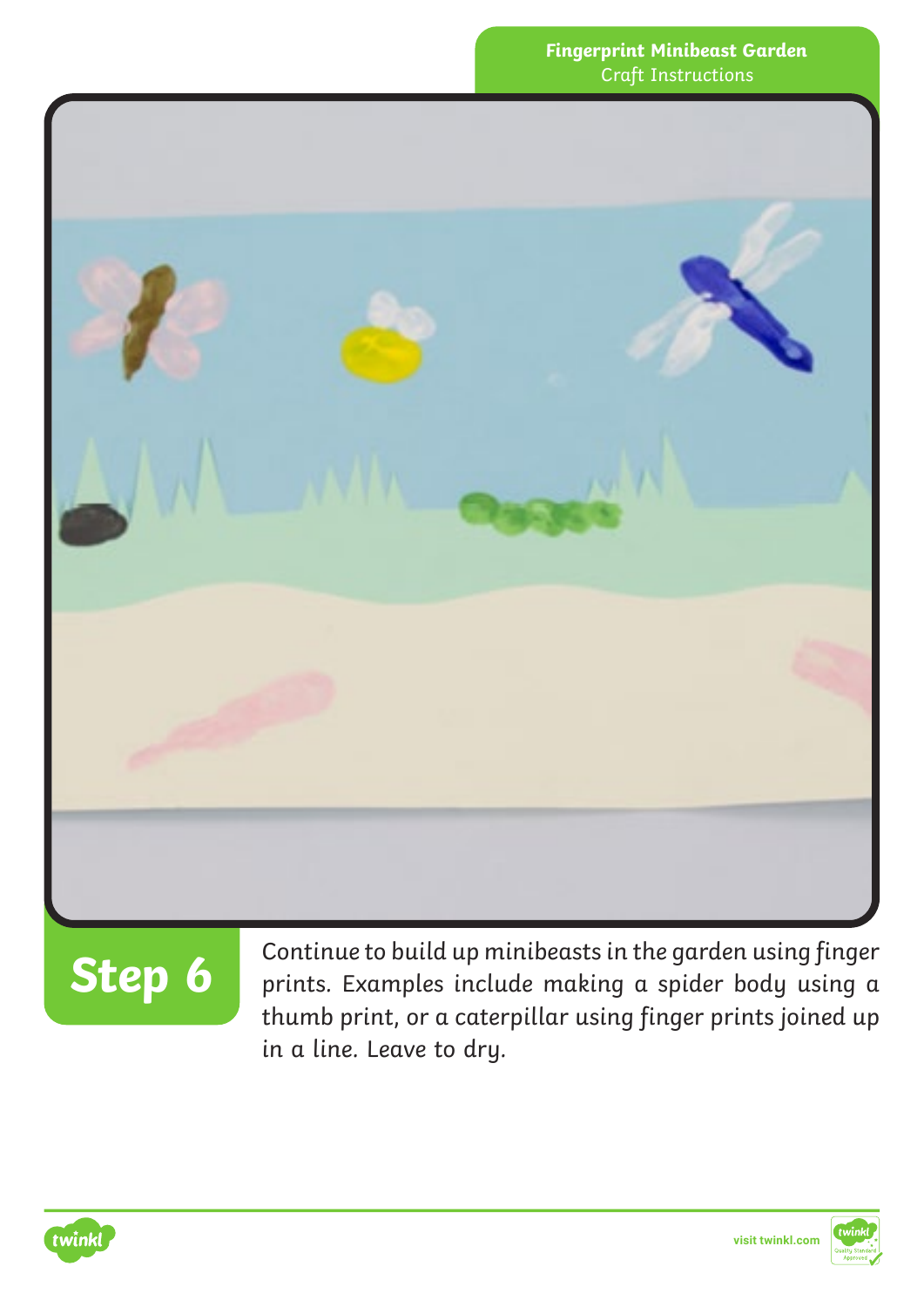## Step 6

Continue to build up minibeasts in the garden using finger prints. Examples include making a spider body using a thumb print, or a caterpillar using finger prints joined up in a line. Leave to dry.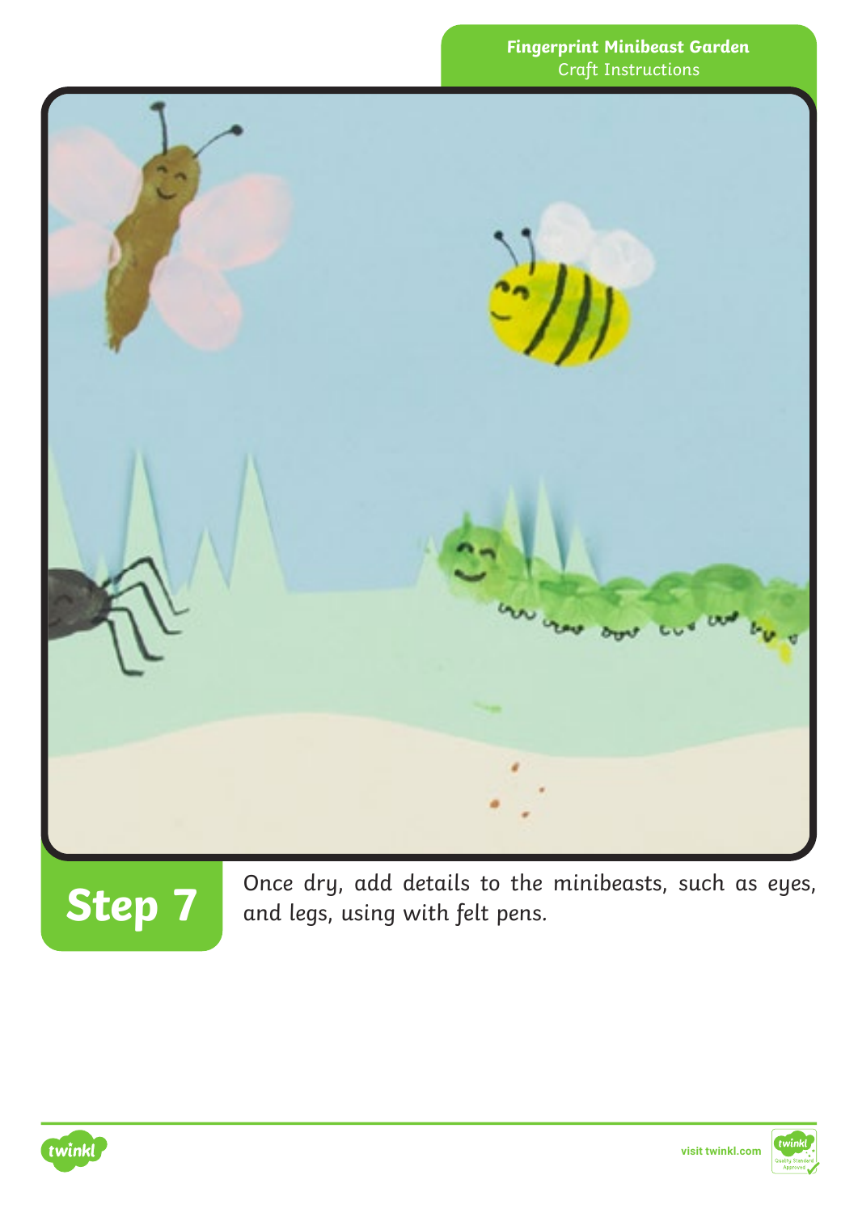## Step 7

Once dry, add details to the minibeasts, such as eyes, and legs, using with felt pens.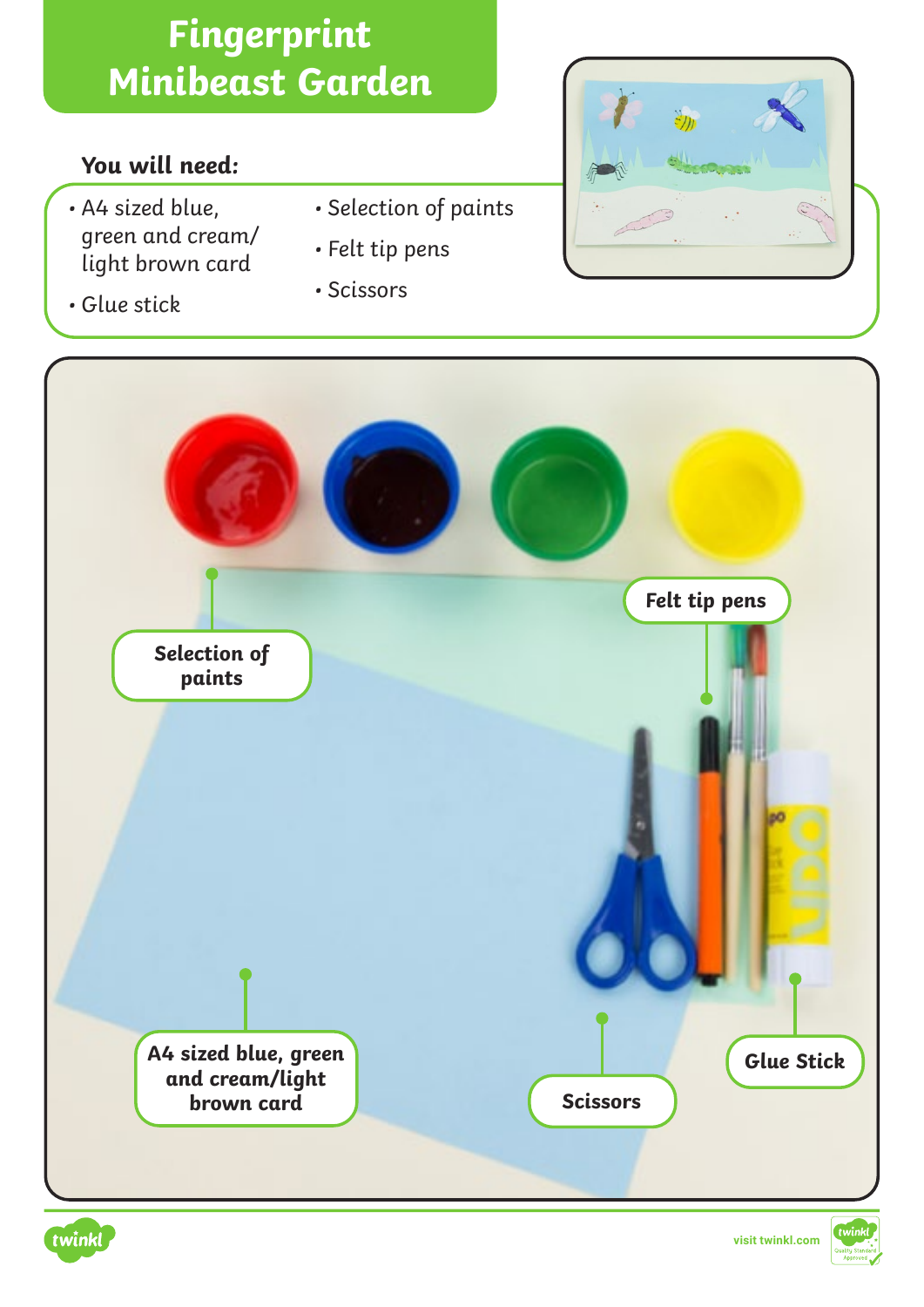# Fingerprint Minibeast Garden

**You will need:**

- A4 sized blue, green and cream/light brown card
- Glue stick
- Selection of paints
- Felt tip pens
- Scissors

Selection of paints

Felt tip pens

A4 sized blue, green and cream/light brown card

Scissors

Glue Stick